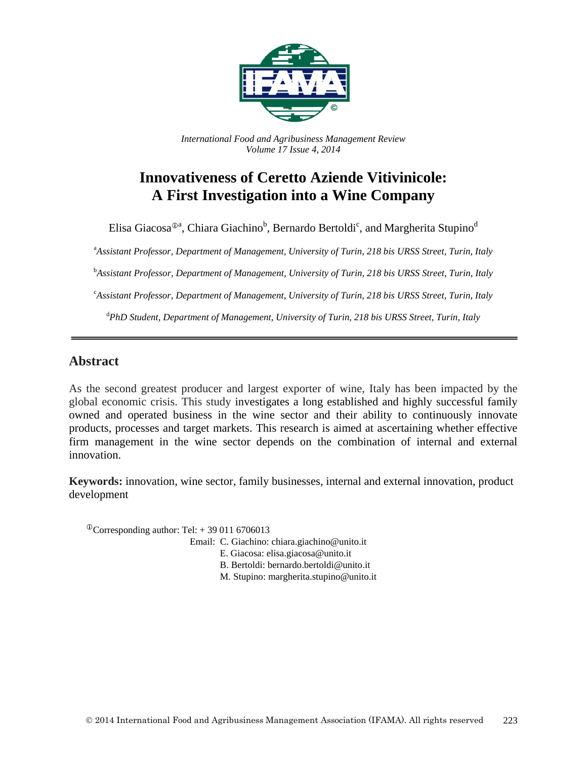*International Food and Agribusiness Management Review*
*Volume 17 Issue 4, 2014*

# Innovativeness of Ceretto Aziende Vitivinicole: A First Investigation into a Wine Company

Elisa Giacosa[ⓘa], Chiara Giachino[b], Bernardo Bertoldi[c], and Margherita Stupino[d]

[a]*Assistant Professor, Department of Management, University of Turin, 218 bis URSS Street, Turin, Italy*

[b]*Assistant Professor, Department of Management, University of Turin, 218 bis URSS Street, Turin, Italy*

[c]*Assistant Professor, Department of Management, University of Turin, 218 bis URSS Street, Turin, Italy*

[d]*PhD Student, Department of Management, University of Turin, 218 bis URSS Street, Turin, Italy*

## Abstract

As the second greatest producer and largest exporter of wine, Italy has been impacted by the global economic crisis. This study investigates a long established and highly successful family owned and operated business in the wine sector and their ability to continuously innovate products, processes and target markets. This research is aimed at ascertaining whether effective firm management in the wine sector depends on the combination of internal and external innovation.

**Keywords:** innovation, wine sector, family businesses, internal and external innovation, product development

[ⓘ]Corresponding author: Tel: + 39 011 6706013
Email: C. Giachino: chiara.giachino@unito.it
E. Giacosa: elisa.giacosa@unito.it
B. Bertoldi: bernardo.bertoldi@unito.it
M. Stupino: margherita.stupino@unito.it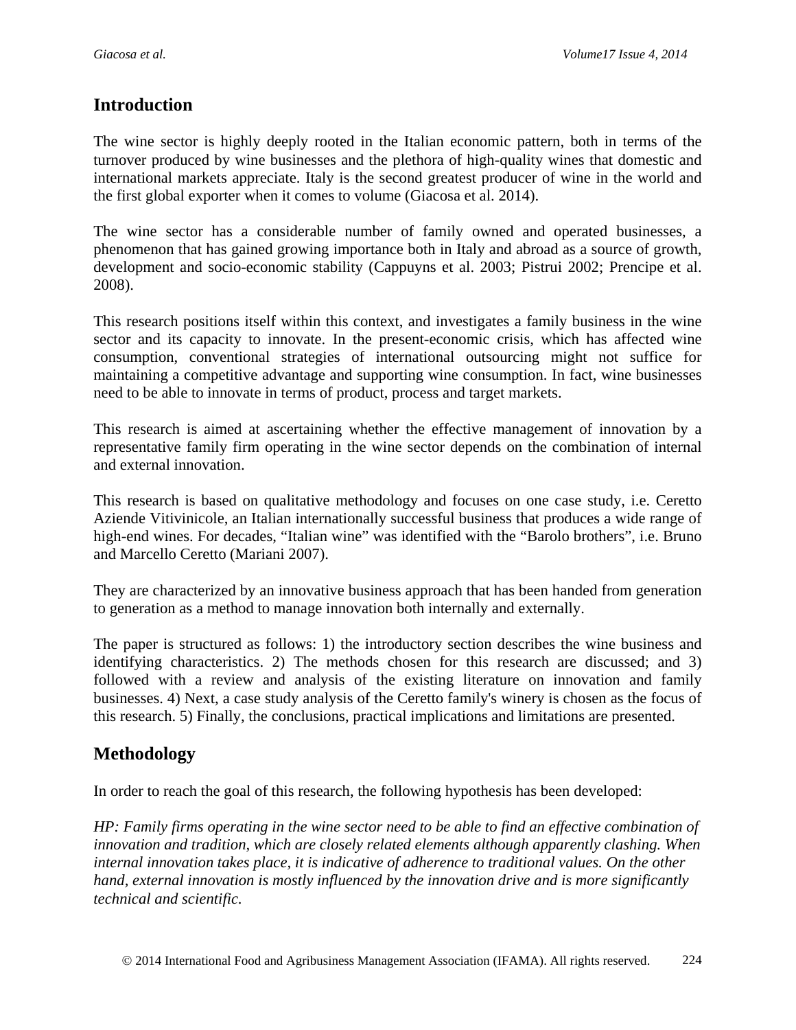## Introduction

The wine sector is highly deeply rooted in the Italian economic pattern, both in terms of the turnover produced by wine businesses and the plethora of high-quality wines that domestic and international markets appreciate. Italy is the second greatest producer of wine in the world and the first global exporter when it comes to volume (Giacosa et al. 2014).

The wine sector has a considerable number of family owned and operated businesses, a phenomenon that has gained growing importance both in Italy and abroad as a source of growth, development and socio-economic stability (Cappuyns et al. 2003; Pistrui 2002; Prencipe et al. 2008).

This research positions itself within this context, and investigates a family business in the wine sector and its capacity to innovate. In the present-economic crisis, which has affected wine consumption, conventional strategies of international outsourcing might not suffice for maintaining a competitive advantage and supporting wine consumption. In fact, wine businesses need to be able to innovate in terms of product, process and target markets.

This research is aimed at ascertaining whether the effective management of innovation by a representative family firm operating in the wine sector depends on the combination of internal and external innovation.

This research is based on qualitative methodology and focuses on one case study, i.e. Ceretto Aziende Vitivinicole, an Italian internationally successful business that produces a wide range of high-end wines. For decades, "Italian wine" was identified with the "Barolo brothers", i.e. Bruno and Marcello Ceretto (Mariani 2007).

They are characterized by an innovative business approach that has been handed from generation to generation as a method to manage innovation both internally and externally.

The paper is structured as follows: 1) the introductory section describes the wine business and identifying characteristics. 2) The methods chosen for this research are discussed; and 3) followed with a review and analysis of the existing literature on innovation and family businesses. 4) Next, a case study analysis of the Ceretto family's winery is chosen as the focus of this research. 5) Finally, the conclusions, practical implications and limitations are presented.

## Methodology

In order to reach the goal of this research, the following hypothesis has been developed:

*HP: Family firms operating in the wine sector need to be able to find an effective combination of innovation and tradition, which are closely related elements although apparently clashing. When internal innovation takes place, it is indicative of adherence to traditional values. On the other hand, external innovation is mostly influenced by the innovation drive and is more significantly technical and scientific.*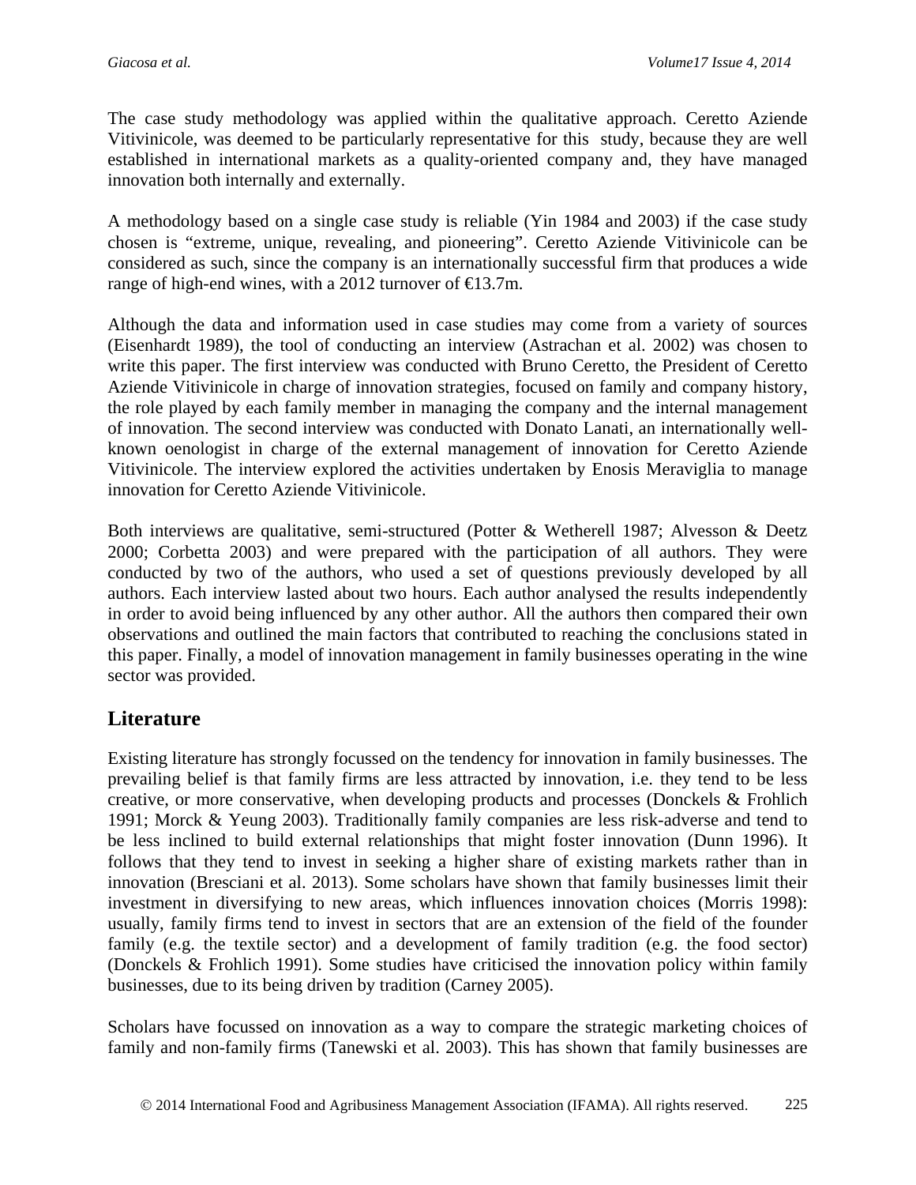The case study methodology was applied within the qualitative approach. Ceretto Aziende Vitivinicole, was deemed to be particularly representative for this study, because they are well established in international markets as a quality-oriented company and, they have managed innovation both internally and externally.

A methodology based on a single case study is reliable (Yin 1984 and 2003) if the case study chosen is "extreme, unique, revealing, and pioneering". Ceretto Aziende Vitivinicole can be considered as such, since the company is an internationally successful firm that produces a wide range of high-end wines, with a 2012 turnover of €13.7m.

Although the data and information used in case studies may come from a variety of sources (Eisenhardt 1989), the tool of conducting an interview (Astrachan et al. 2002) was chosen to write this paper. The first interview was conducted with Bruno Ceretto, the President of Ceretto Aziende Vitivinicole in charge of innovation strategies, focused on family and company history, the role played by each family member in managing the company and the internal management of innovation. The second interview was conducted with Donato Lanati, an internationally well-known oenologist in charge of the external management of innovation for Ceretto Aziende Vitivinicole. The interview explored the activities undertaken by Enosis Meraviglia to manage innovation for Ceretto Aziende Vitivinicole.

Both interviews are qualitative, semi-structured (Potter & Wetherell 1987; Alvesson & Deetz 2000; Corbetta 2003) and were prepared with the participation of all authors. They were conducted by two of the authors, who used a set of questions previously developed by all authors. Each interview lasted about two hours. Each author analysed the results independently in order to avoid being influenced by any other author. All the authors then compared their own observations and outlined the main factors that contributed to reaching the conclusions stated in this paper. Finally, a model of innovation management in family businesses operating in the wine sector was provided.

## Literature

Existing literature has strongly focussed on the tendency for innovation in family businesses. The prevailing belief is that family firms are less attracted by innovation, i.e. they tend to be less creative, or more conservative, when developing products and processes (Donckels & Frohlich 1991; Morck & Yeung 2003). Traditionally family companies are less risk-adverse and tend to be less inclined to build external relationships that might foster innovation (Dunn 1996). It follows that they tend to invest in seeking a higher share of existing markets rather than in innovation (Bresciani et al. 2013). Some scholars have shown that family businesses limit their investment in diversifying to new areas, which influences innovation choices (Morris 1998): usually, family firms tend to invest in sectors that are an extension of the field of the founder family (e.g. the textile sector) and a development of family tradition (e.g. the food sector) (Donckels & Frohlich 1991). Some studies have criticised the innovation policy within family businesses, due to its being driven by tradition (Carney 2005).

Scholars have focussed on innovation as a way to compare the strategic marketing choices of family and non-family firms (Tanewski et al. 2003). This has shown that family businesses are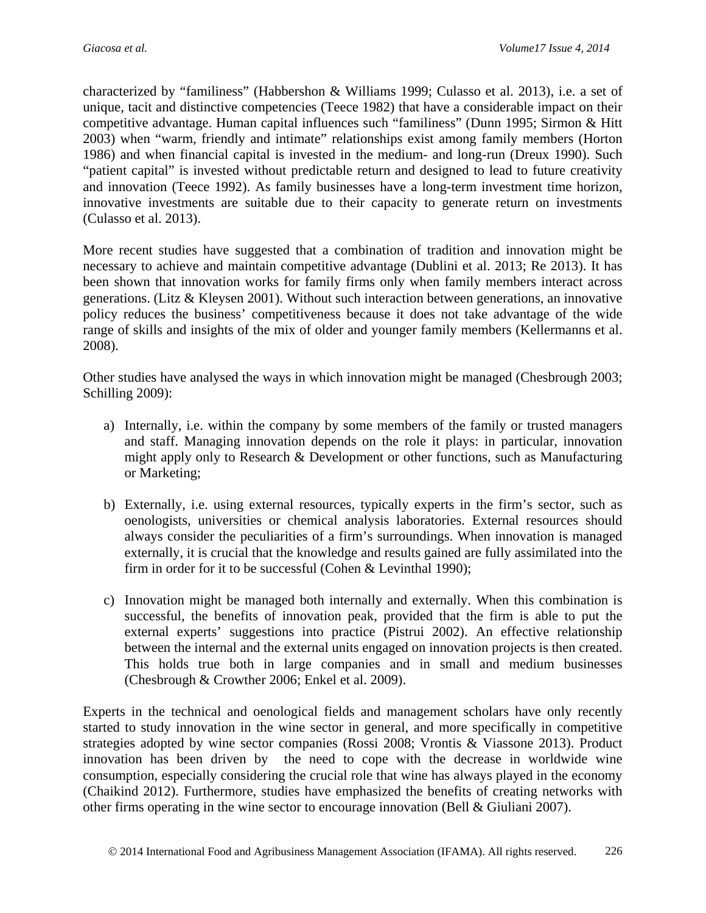characterized by “familiness” (Habbershon & Williams 1999; Culasso et al. 2013), i.e. a set of unique, tacit and distinctive competencies (Teece 1982) that have a considerable impact on their competitive advantage. Human capital influences such “familiness” (Dunn 1995; Sirmon & Hitt 2003) when “warm, friendly and intimate” relationships exist among family members (Horton 1986) and when financial capital is invested in the medium- and long-run (Dreux 1990). Such “patient capital” is invested without predictable return and designed to lead to future creativity and innovation (Teece 1992). As family businesses have a long-term investment time horizon, innovative investments are suitable due to their capacity to generate return on investments (Culasso et al. 2013).

More recent studies have suggested that a combination of tradition and innovation might be necessary to achieve and maintain competitive advantage (Dublini et al. 2013; Re 2013). It has been shown that innovation works for family firms only when family members interact across generations. (Litz & Kleysen 2001). Without such interaction between generations, an innovative policy reduces the business’ competitiveness because it does not take advantage of the wide range of skills and insights of the mix of older and younger family members (Kellermanns et al. 2008).

Other studies have analysed the ways in which innovation might be managed (Chesbrough 2003; Schilling 2009):

a) Internally, i.e. within the company by some members of the family or trusted managers and staff. Managing innovation depends on the role it plays: in particular, innovation might apply only to Research & Development or other functions, such as Manufacturing or Marketing;

b) Externally, i.e. using external resources, typically experts in the firm’s sector, such as oenologists, universities or chemical analysis laboratories. External resources should always consider the peculiarities of a firm’s surroundings. When innovation is managed externally, it is crucial that the knowledge and results gained are fully assimilated into the firm in order for it to be successful (Cohen & Levinthal 1990);

c) Innovation might be managed both internally and externally. When this combination is successful, the benefits of innovation peak, provided that the firm is able to put the external experts’ suggestions into practice (Pistrui 2002). An effective relationship between the internal and the external units engaged on innovation projects is then created. This holds true both in large companies and in small and medium businesses (Chesbrough & Crowther 2006; Enkel et al. 2009).

Experts in the technical and oenological fields and management scholars have only recently started to study innovation in the wine sector in general, and more specifically in competitive strategies adopted by wine sector companies (Rossi 2008; Vrontis & Viassone 2013). Product innovation has been driven by the need to cope with the decrease in worldwide wine consumption, especially considering the crucial role that wine has always played in the economy (Chaikind 2012). Furthermore, studies have emphasized the benefits of creating networks with other firms operating in the wine sector to encourage innovation (Bell & Giuliani 2007).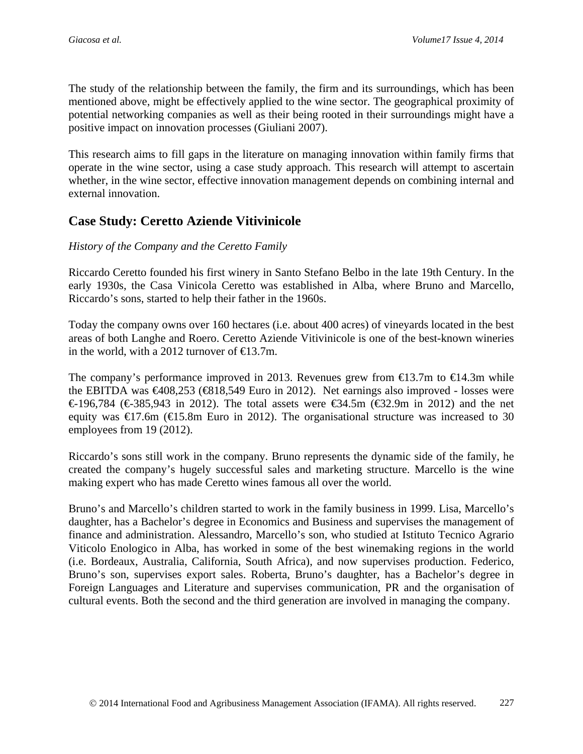The study of the relationship between the family, the firm and its surroundings, which has been mentioned above, might be effectively applied to the wine sector. The geographical proximity of potential networking companies as well as their being rooted in their surroundings might have a positive impact on innovation processes (Giuliani 2007).

This research aims to fill gaps in the literature on managing innovation within family firms that operate in the wine sector, using a case study approach. This research will attempt to ascertain whether, in the wine sector, effective innovation management depends on combining internal and external innovation.

## Case Study: Ceretto Aziende Vitivinicole

*History of the Company and the Ceretto Family*

Riccardo Ceretto founded his first winery in Santo Stefano Belbo in the late 19th Century. In the early 1930s, the Casa Vinicola Ceretto was established in Alba, where Bruno and Marcello, Riccardo's sons, started to help their father in the 1960s.

Today the company owns over 160 hectares (i.e. about 400 acres) of vineyards located in the best areas of both Langhe and Roero. Ceretto Aziende Vitivinicole is one of the best-known wineries in the world, with a 2012 turnover of €13.7m.

The company's performance improved in 2013. Revenues grew from €13.7m to €14.3m while the EBITDA was €408,253 (€818,549 Euro in 2012). Net earnings also improved - losses were €-196,784 (€-385,943 in 2012). The total assets were €34.5m (€32.9m in 2012) and the net equity was €17.6m (€15.8m Euro in 2012). The organisational structure was increased to 30 employees from 19 (2012).

Riccardo's sons still work in the company. Bruno represents the dynamic side of the family, he created the company's hugely successful sales and marketing structure. Marcello is the wine making expert who has made Ceretto wines famous all over the world.

Bruno's and Marcello's children started to work in the family business in 1999. Lisa, Marcello's daughter, has a Bachelor's degree in Economics and Business and supervises the management of finance and administration. Alessandro, Marcello's son, who studied at Istituto Tecnico Agrario Viticolo Enologico in Alba, has worked in some of the best winemaking regions in the world (i.e. Bordeaux, Australia, California, South Africa), and now supervises production. Federico, Bruno's son, supervises export sales. Roberta, Bruno's daughter, has a Bachelor's degree in Foreign Languages and Literature and supervises communication, PR and the organisation of cultural events. Both the second and the third generation are involved in managing the company.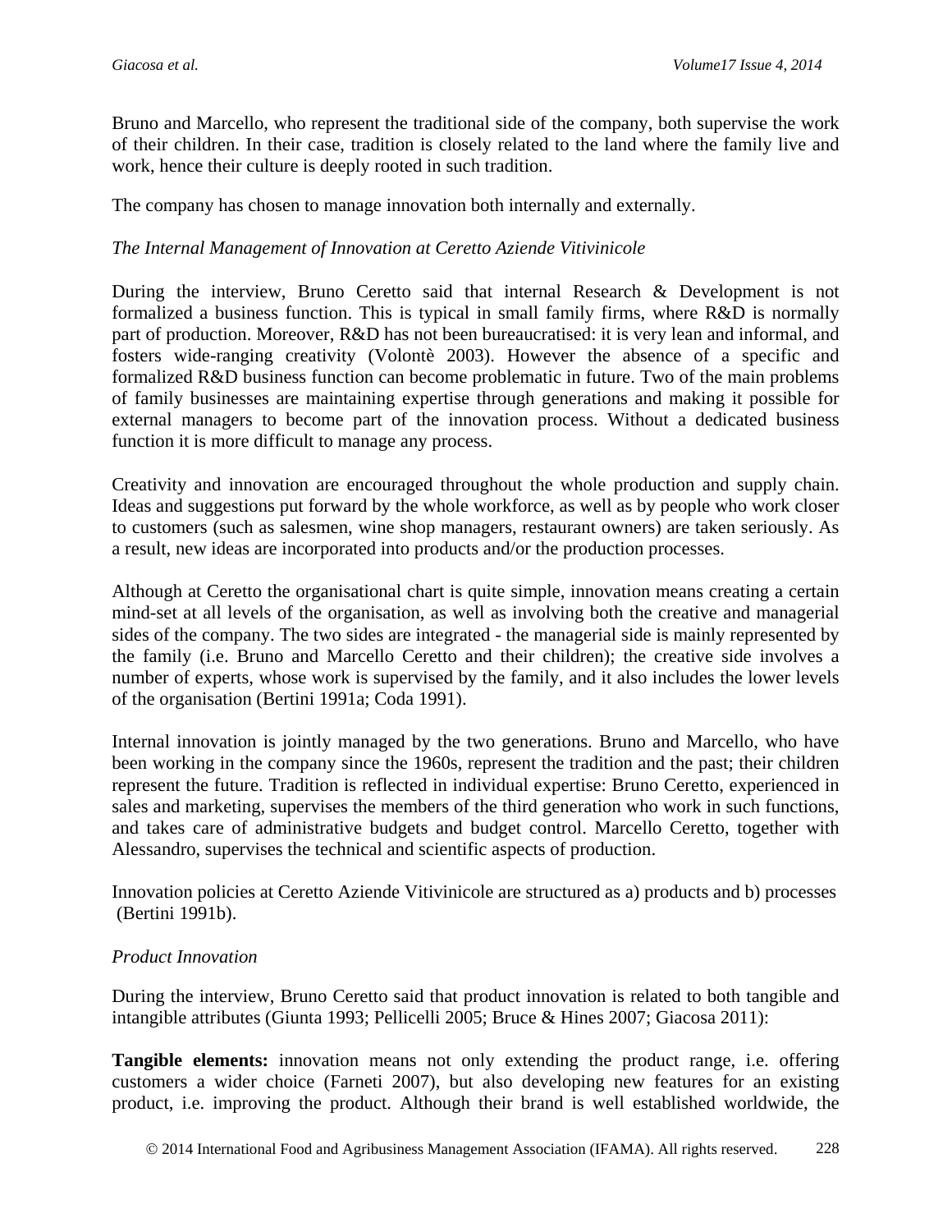Bruno and Marcello, who represent the traditional side of the company, both supervise the work of their children. In their case, tradition is closely related to the land where the family live and work, hence their culture is deeply rooted in such tradition.

The company has chosen to manage innovation both internally and externally.

*The Internal Management of Innovation at Ceretto Aziende Vitivinicole*

During the interview, Bruno Ceretto said that internal Research & Development is not formalized a business function. This is typical in small family firms, where R&D is normally part of production. Moreover, R&D has not been bureaucratised: it is very lean and informal, and fosters wide-ranging creativity (Volontè 2003). However the absence of a specific and formalized R&D business function can become problematic in future. Two of the main problems of family businesses are maintaining expertise through generations and making it possible for external managers to become part of the innovation process. Without a dedicated business function it is more difficult to manage any process.

Creativity and innovation are encouraged throughout the whole production and supply chain. Ideas and suggestions put forward by the whole workforce, as well as by people who work closer to customers (such as salesmen, wine shop managers, restaurant owners) are taken seriously. As a result, new ideas are incorporated into products and/or the production processes.

Although at Ceretto the organisational chart is quite simple, innovation means creating a certain mind-set at all levels of the organisation, as well as involving both the creative and managerial sides of the company. The two sides are integrated - the managerial side is mainly represented by the family (i.e. Bruno and Marcello Ceretto and their children); the creative side involves a number of experts, whose work is supervised by the family, and it also includes the lower levels of the organisation (Bertini 1991a; Coda 1991).

Internal innovation is jointly managed by the two generations. Bruno and Marcello, who have been working in the company since the 1960s, represent the tradition and the past; their children represent the future. Tradition is reflected in individual expertise: Bruno Ceretto, experienced in sales and marketing, supervises the members of the third generation who work in such functions, and takes care of administrative budgets and budget control. Marcello Ceretto, together with Alessandro, supervises the technical and scientific aspects of production.

Innovation policies at Ceretto Aziende Vitivinicole are structured as a) products and b) processes (Bertini 1991b).

*Product Innovation*

During the interview, Bruno Ceretto said that product innovation is related to both tangible and intangible attributes (Giunta 1993; Pellicelli 2005; Bruce & Hines 2007; Giacosa 2011):

**Tangible elements:** innovation means not only extending the product range, i.e. offering customers a wider choice (Farneti 2007), but also developing new features for an existing product, i.e. improving the product. Although their brand is well established worldwide, the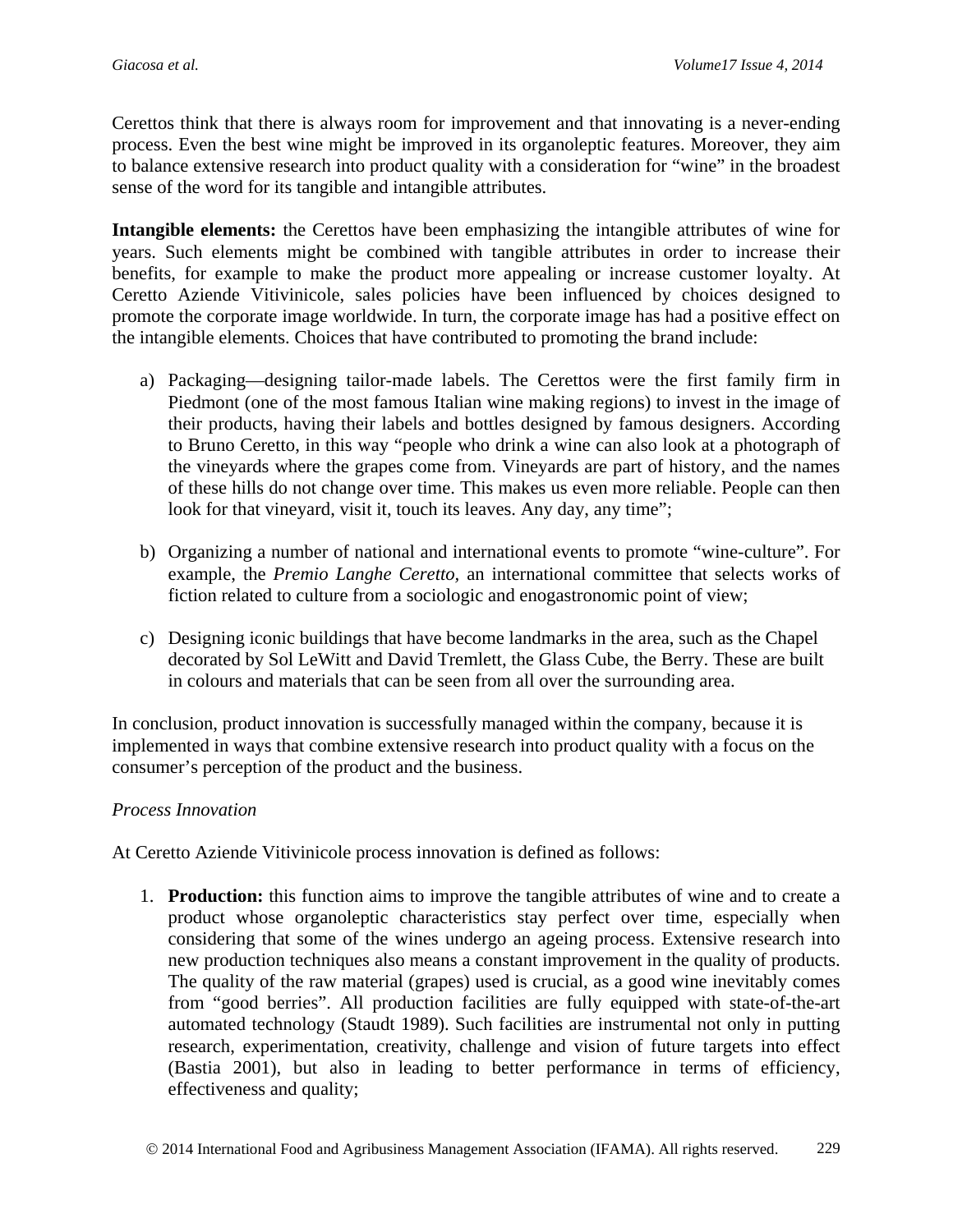Cerettos think that there is always room for improvement and that innovating is a never-ending process. Even the best wine might be improved in its organoleptic features. Moreover, they aim to balance extensive research into product quality with a consideration for "wine" in the broadest sense of the word for its tangible and intangible attributes.

**Intangible elements:** the Cerettos have been emphasizing the intangible attributes of wine for years. Such elements might be combined with tangible attributes in order to increase their benefits, for example to make the product more appealing or increase customer loyalty. At Ceretto Aziende Vitivinicole, sales policies have been influenced by choices designed to promote the corporate image worldwide. In turn, the corporate image has had a positive effect on the intangible elements. Choices that have contributed to promoting the brand include:

a) Packaging—designing tailor-made labels. The Cerettos were the first family firm in Piedmont (one of the most famous Italian wine making regions) to invest in the image of their products, having their labels and bottles designed by famous designers. According to Bruno Ceretto, in this way "people who drink a wine can also look at a photograph of the vineyards where the grapes come from. Vineyards are part of history, and the names of these hills do not change over time. This makes us even more reliable. People can then look for that vineyard, visit it, touch its leaves. Any day, any time";

b) Organizing a number of national and international events to promote "wine-culture". For example, the *Premio Langhe Ceretto*, an international committee that selects works of fiction related to culture from a sociologic and enogastronomic point of view;

c) Designing iconic buildings that have become landmarks in the area, such as the Chapel decorated by Sol LeWitt and David Tremlett, the Glass Cube, the Berry. These are built in colours and materials that can be seen from all over the surrounding area.

In conclusion, product innovation is successfully managed within the company, because it is implemented in ways that combine extensive research into product quality with a focus on the consumer's perception of the product and the business.

*Process Innovation*

At Ceretto Aziende Vitivinicole process innovation is defined as follows:

1. **Production:** this function aims to improve the tangible attributes of wine and to create a product whose organoleptic characteristics stay perfect over time, especially when considering that some of the wines undergo an ageing process. Extensive research into new production techniques also means a constant improvement in the quality of products. The quality of the raw material (grapes) used is crucial, as a good wine inevitably comes from "good berries". All production facilities are fully equipped with state-of-the-art automated technology (Staudt 1989). Such facilities are instrumental not only in putting research, experimentation, creativity, challenge and vision of future targets into effect (Bastia 2001), but also in leading to better performance in terms of efficiency, effectiveness and quality;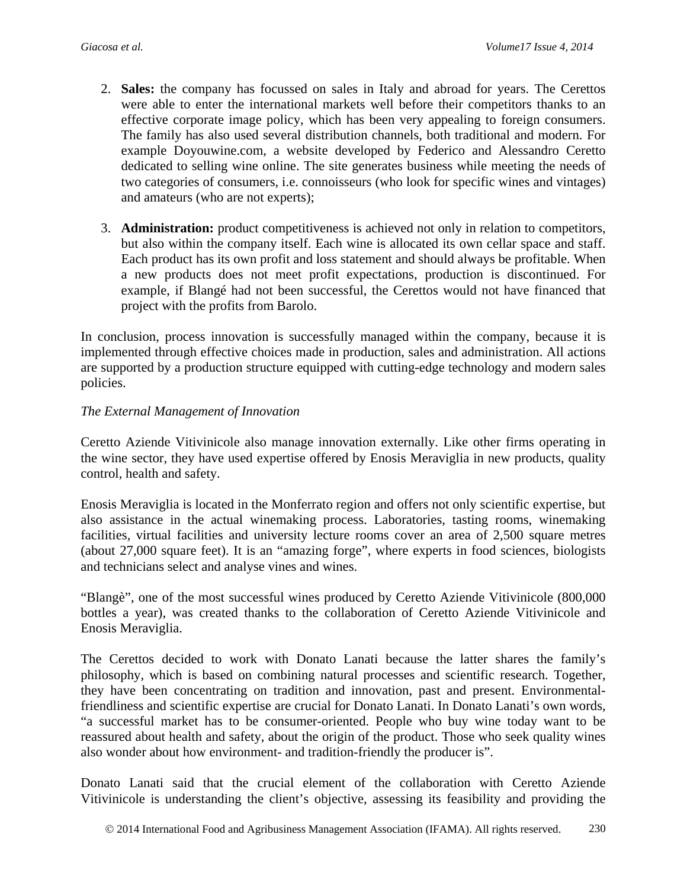2. **Sales:** the company has focussed on sales in Italy and abroad for years. The Cerettos were able to enter the international markets well before their competitors thanks to an effective corporate image policy, which has been very appealing to foreign consumers. The family has also used several distribution channels, both traditional and modern. For example Doyouwine.com, a website developed by Federico and Alessandro Ceretto dedicated to selling wine online. The site generates business while meeting the needs of two categories of consumers, i.e. connoisseurs (who look for specific wines and vintages) and amateurs (who are not experts);

3. **Administration:** product competitiveness is achieved not only in relation to competitors, but also within the company itself. Each wine is allocated its own cellar space and staff. Each product has its own profit and loss statement and should always be profitable. When a new products does not meet profit expectations, production is discontinued. For example, if Blangé had not been successful, the Cerettos would not have financed that project with the profits from Barolo.

In conclusion, process innovation is successfully managed within the company, because it is implemented through effective choices made in production, sales and administration. All actions are supported by a production structure equipped with cutting-edge technology and modern sales policies.

*The External Management of Innovation*

Ceretto Aziende Vitivinicole also manage innovation externally. Like other firms operating in the wine sector, they have used expertise offered by Enosis Meraviglia in new products, quality control, health and safety.

Enosis Meraviglia is located in the Monferrato region and offers not only scientific expertise, but also assistance in the actual winemaking process. Laboratories, tasting rooms, winemaking facilities, virtual facilities and university lecture rooms cover an area of 2,500 square metres (about 27,000 square feet). It is an "amazing forge", where experts in food sciences, biologists and technicians select and analyse vines and wines.

"Blangè", one of the most successful wines produced by Ceretto Aziende Vitivinicole (800,000 bottles a year), was created thanks to the collaboration of Ceretto Aziende Vitivinicole and Enosis Meraviglia.

The Cerettos decided to work with Donato Lanati because the latter shares the family's philosophy, which is based on combining natural processes and scientific research. Together, they have been concentrating on tradition and innovation, past and present. Environmental-friendliness and scientific expertise are crucial for Donato Lanati. In Donato Lanati's own words, "a successful market has to be consumer-oriented. People who buy wine today want to be reassured about health and safety, about the origin of the product. Those who seek quality wines also wonder about how environment- and tradition-friendly the producer is".

Donato Lanati said that the crucial element of the collaboration with Ceretto Aziende Vitivinicole is understanding the client's objective, assessing its feasibility and providing the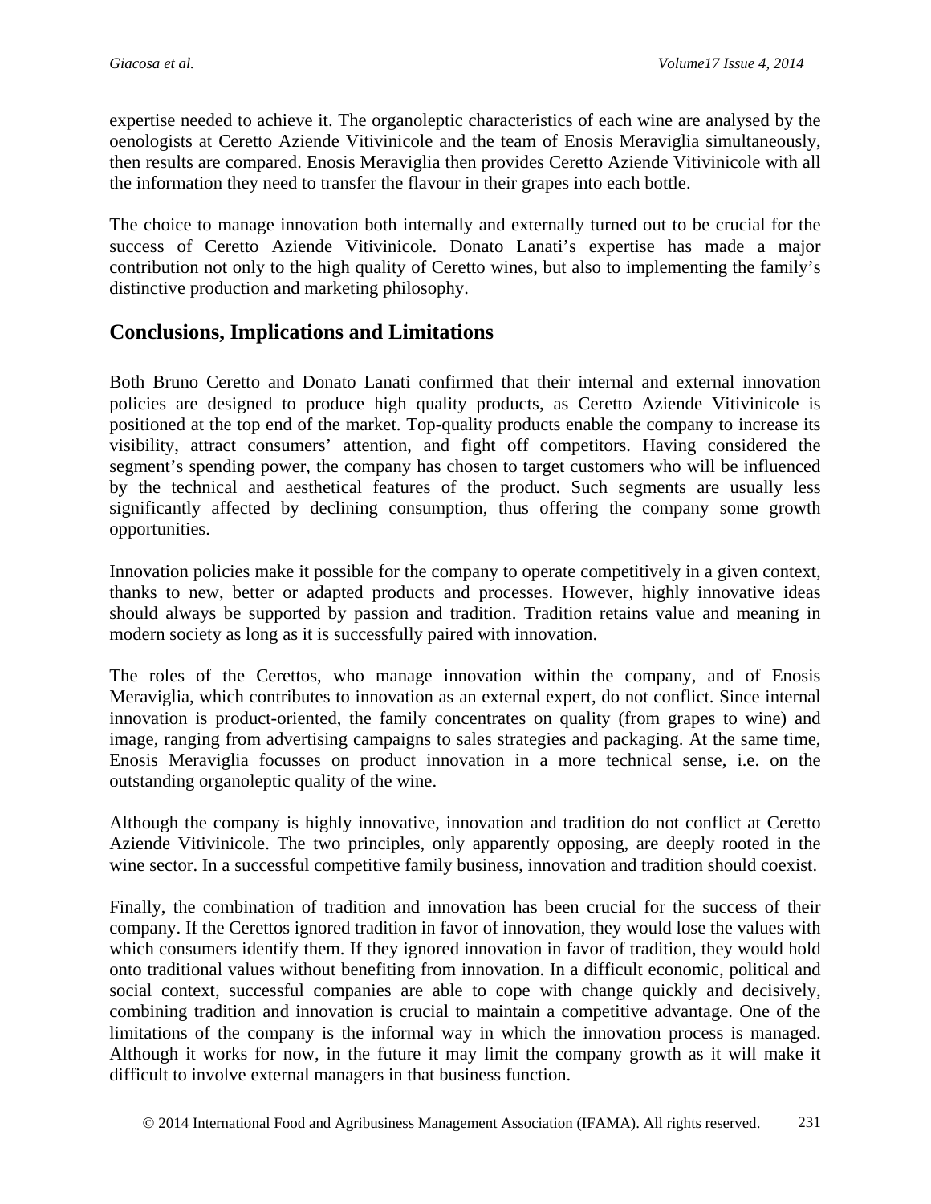expertise needed to achieve it. The organoleptic characteristics of each wine are analysed by the oenologists at Ceretto Aziende Vitivinicole and the team of Enosis Meraviglia simultaneously, then results are compared. Enosis Meraviglia then provides Ceretto Aziende Vitivinicole with all the information they need to transfer the flavour in their grapes into each bottle.

The choice to manage innovation both internally and externally turned out to be crucial for the success of Ceretto Aziende Vitivinicole. Donato Lanati's expertise has made a major contribution not only to the high quality of Ceretto wines, but also to implementing the family's distinctive production and marketing philosophy.

## Conclusions, Implications and Limitations

Both Bruno Ceretto and Donato Lanati confirmed that their internal and external innovation policies are designed to produce high quality products, as Ceretto Aziende Vitivinicole is positioned at the top end of the market. Top-quality products enable the company to increase its visibility, attract consumers' attention, and fight off competitors. Having considered the segment's spending power, the company has chosen to target customers who will be influenced by the technical and aesthetical features of the product. Such segments are usually less significantly affected by declining consumption, thus offering the company some growth opportunities.

Innovation policies make it possible for the company to operate competitively in a given context, thanks to new, better or adapted products and processes. However, highly innovative ideas should always be supported by passion and tradition. Tradition retains value and meaning in modern society as long as it is successfully paired with innovation.

The roles of the Cerettos, who manage innovation within the company, and of Enosis Meraviglia, which contributes to innovation as an external expert, do not conflict. Since internal innovation is product-oriented, the family concentrates on quality (from grapes to wine) and image, ranging from advertising campaigns to sales strategies and packaging. At the same time, Enosis Meraviglia focusses on product innovation in a more technical sense, i.e. on the outstanding organoleptic quality of the wine.

Although the company is highly innovative, innovation and tradition do not conflict at Ceretto Aziende Vitivinicole. The two principles, only apparently opposing, are deeply rooted in the wine sector. In a successful competitive family business, innovation and tradition should coexist.

Finally, the combination of tradition and innovation has been crucial for the success of their company. If the Cerettos ignored tradition in favor of innovation, they would lose the values with which consumers identify them. If they ignored innovation in favor of tradition, they would hold onto traditional values without benefiting from innovation. In a difficult economic, political and social context, successful companies are able to cope with change quickly and decisively, combining tradition and innovation is crucial to maintain a competitive advantage. One of the limitations of the company is the informal way in which the innovation process is managed. Although it works for now, in the future it may limit the company growth as it will make it difficult to involve external managers in that business function.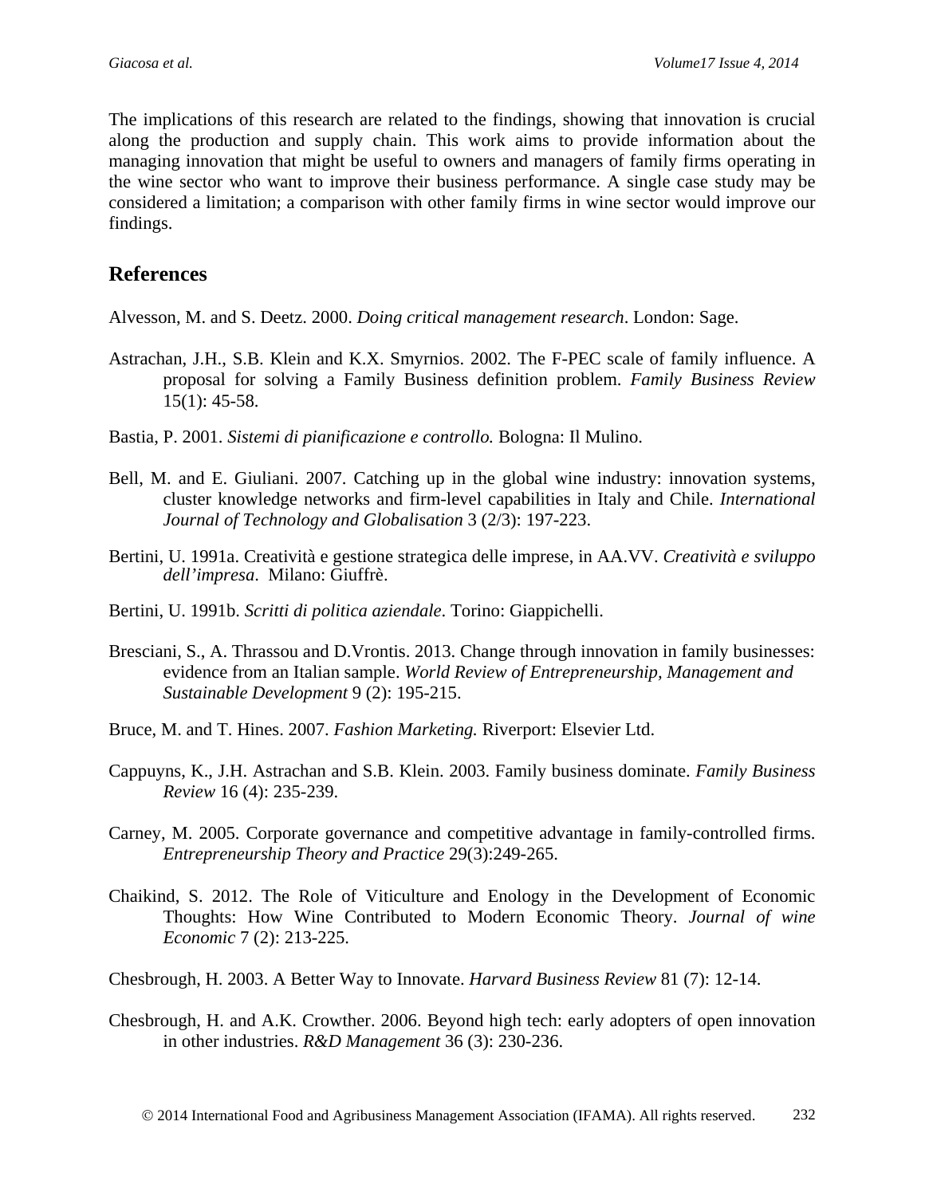The implications of this research are related to the findings, showing that innovation is crucial along the production and supply chain. This work aims to provide information about the managing innovation that might be useful to owners and managers of family firms operating in the wine sector who want to improve their business performance. A single case study may be considered a limitation; a comparison with other family firms in wine sector would improve our findings.

## References

Alvesson, M. and S. Deetz. 2000. *Doing critical management research*. London: Sage.

Astrachan, J.H., S.B. Klein and K.X. Smyrnios. 2002. The F-PEC scale of family influence. A proposal for solving a Family Business definition problem. *Family Business Review* 15(1): 45-58.

Bastia, P. 2001. *Sistemi di pianificazione e controllo.* Bologna: Il Mulino.

Bell, M. and E. Giuliani. 2007. Catching up in the global wine industry: innovation systems, cluster knowledge networks and firm-level capabilities in Italy and Chile. *International Journal of Technology and Globalisation* 3 (2/3): 197-223.

Bertini, U. 1991a. Creatività e gestione strategica delle imprese, in AA.VV. *Creatività e sviluppo dell'impresa*. Milano: Giuffrè.

Bertini, U. 1991b. *Scritti di politica aziendale*. Torino: Giappichelli.

Bresciani, S., A. Thrassou and D.Vrontis. 2013. Change through innovation in family businesses: evidence from an Italian sample. *World Review of Entrepreneurship, Management and Sustainable Development* 9 (2): 195-215.

Bruce, M. and T. Hines. 2007. *Fashion Marketing.* Riverport: Elsevier Ltd.

Cappuyns, K., J.H. Astrachan and S.B. Klein. 2003. Family business dominate. *Family Business Review* 16 (4): 235-239.

Carney, M. 2005. Corporate governance and competitive advantage in family-controlled firms. *Entrepreneurship Theory and Practice* 29(3):249-265.

Chaikind, S. 2012. The Role of Viticulture and Enology in the Development of Economic Thoughts: How Wine Contributed to Modern Economic Theory. *Journal of wine Economic* 7 (2): 213-225.

Chesbrough, H. 2003. A Better Way to Innovate. *Harvard Business Review* 81 (7): 12-14.

Chesbrough, H. and A.K. Crowther. 2006. Beyond high tech: early adopters of open innovation in other industries. *R&D Management* 36 (3): 230-236.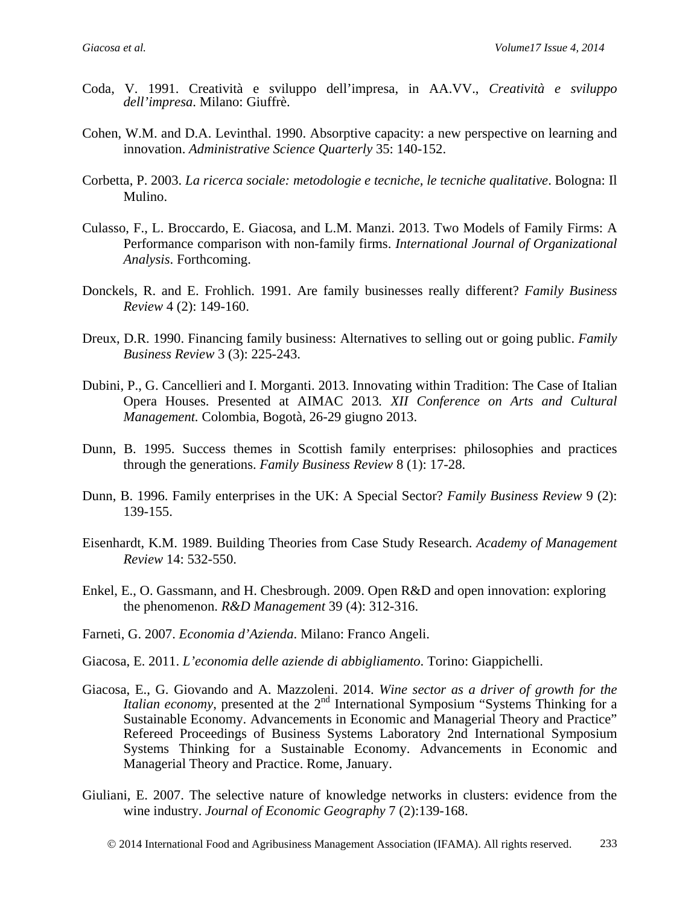Coda, V. 1991. Creatività e sviluppo dell'impresa, in AA.VV., *Creatività e sviluppo dell'impresa*. Milano: Giuffrè.

Cohen, W.M. and D.A. Levinthal. 1990. Absorptive capacity: a new perspective on learning and innovation. *Administrative Science Quarterly* 35: 140-152.

Corbetta, P. 2003. *La ricerca sociale: metodologie e tecniche, le tecniche qualitative*. Bologna: Il Mulino.

Culasso, F., L. Broccardo, E. Giacosa, and L.M. Manzi. 2013. Two Models of Family Firms: A Performance comparison with non-family firms. *International Journal of Organizational Analysis*. Forthcoming.

Donckels, R. and E. Frohlich. 1991. Are family businesses really different? *Family Business Review* 4 (2): 149-160.

Dreux, D.R. 1990. Financing family business: Alternatives to selling out or going public. *Family Business Review* 3 (3): 225-243.

Dubini, P., G. Cancellieri and I. Morganti. 2013. Innovating within Tradition: The Case of Italian Opera Houses. Presented at AIMAC 2013*. XII Conference on Arts and Cultural Management.* Colombia, Bogotà, 26-29 giugno 2013.

Dunn, B. 1995. Success themes in Scottish family enterprises: philosophies and practices through the generations. *Family Business Review* 8 (1): 17-28.

Dunn, B. 1996. Family enterprises in the UK: A Special Sector? *Family Business Review* 9 (2): 139-155.

Eisenhardt, K.M. 1989. Building Theories from Case Study Research. *Academy of Management Review* 14: 532-550.

Enkel, E., O. Gassmann, and H. Chesbrough. 2009. Open R&D and open innovation: exploring the phenomenon. *R&D Management* 39 (4): 312-316.

Farneti, G. 2007. *Economia d'Azienda*. Milano: Franco Angeli.

Giacosa, E. 2011. *L'economia delle aziende di abbigliamento*. Torino: Giappichelli.

Giacosa, E., G. Giovando and A. Mazzoleni. 2014. *Wine sector as a driver of growth for the Italian economy*, presented at the 2nd International Symposium "Systems Thinking for a Sustainable Economy. Advancements in Economic and Managerial Theory and Practice" Refereed Proceedings of Business Systems Laboratory 2nd International Symposium Systems Thinking for a Sustainable Economy. Advancements in Economic and Managerial Theory and Practice. Rome, January.

Giuliani, E. 2007. The selective nature of knowledge networks in clusters: evidence from the wine industry. *Journal of Economic Geography* 7 (2):139-168.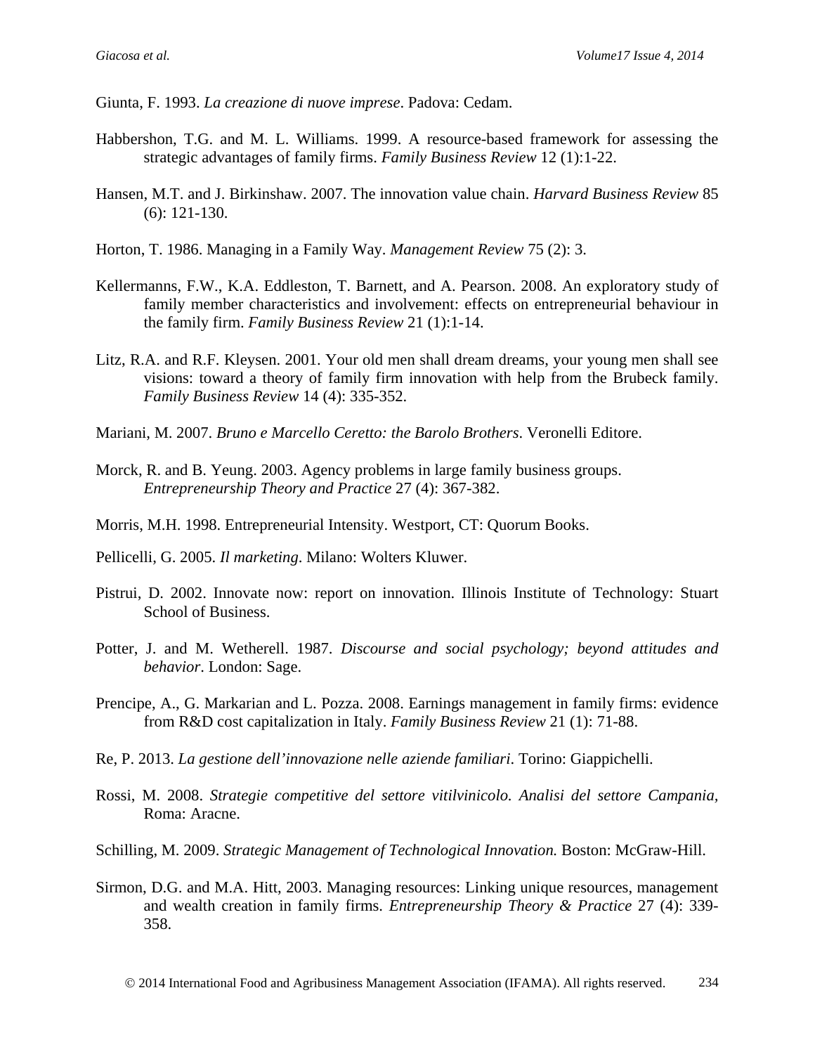Giunta, F. 1993. *La creazione di nuove imprese*. Padova: Cedam.

Habbershon, T.G. and M. L. Williams. 1999. A resource-based framework for assessing the strategic advantages of family firms. *Family Business Review* 12 (1):1-22.

Hansen, M.T. and J. Birkinshaw. 2007. The innovation value chain. *Harvard Business Review* 85 (6): 121-130.

Horton, T. 1986. Managing in a Family Way. *Management Review* 75 (2): 3.

Kellermanns, F.W., K.A. Eddleston, T. Barnett, and A. Pearson. 2008. An exploratory study of family member characteristics and involvement: effects on entrepreneurial behaviour in the family firm. *Family Business Review* 21 (1):1-14.

Litz, R.A. and R.F. Kleysen. 2001. Your old men shall dream dreams, your young men shall see visions: toward a theory of family firm innovation with help from the Brubeck family. *Family Business Review* 14 (4): 335-352.

Mariani, M. 2007. *Bruno e Marcello Ceretto: the Barolo Brothers*. Veronelli Editore.

Morck, R. and B. Yeung. 2003. Agency problems in large family business groups. *Entrepreneurship Theory and Practice* 27 (4): 367-382.

Morris, M.H. 1998. Entrepreneurial Intensity. Westport, CT: Quorum Books.

Pellicelli, G. 2005. *Il marketing*. Milano: Wolters Kluwer.

Pistrui, D. 2002. Innovate now: report on innovation. Illinois Institute of Technology: Stuart School of Business.

Potter, J. and M. Wetherell. 1987. *Discourse and social psychology; beyond attitudes and behavior*. London: Sage.

Prencipe, A., G. Markarian and L. Pozza. 2008. Earnings management in family firms: evidence from R&D cost capitalization in Italy. *Family Business Review* 21 (1): 71-88.

Re, P. 2013. *La gestione dell'innovazione nelle aziende familiari*. Torino: Giappichelli.

Rossi, M. 2008. *Strategie competitive del settore vitilvinicolo. Analisi del settore Campania,* Roma: Aracne.

Schilling, M. 2009. *Strategic Management of Technological Innovation.* Boston: McGraw-Hill.

Sirmon, D.G. and M.A. Hitt, 2003. Managing resources: Linking unique resources, management and wealth creation in family firms. *Entrepreneurship Theory & Practice* 27 (4): 339-358.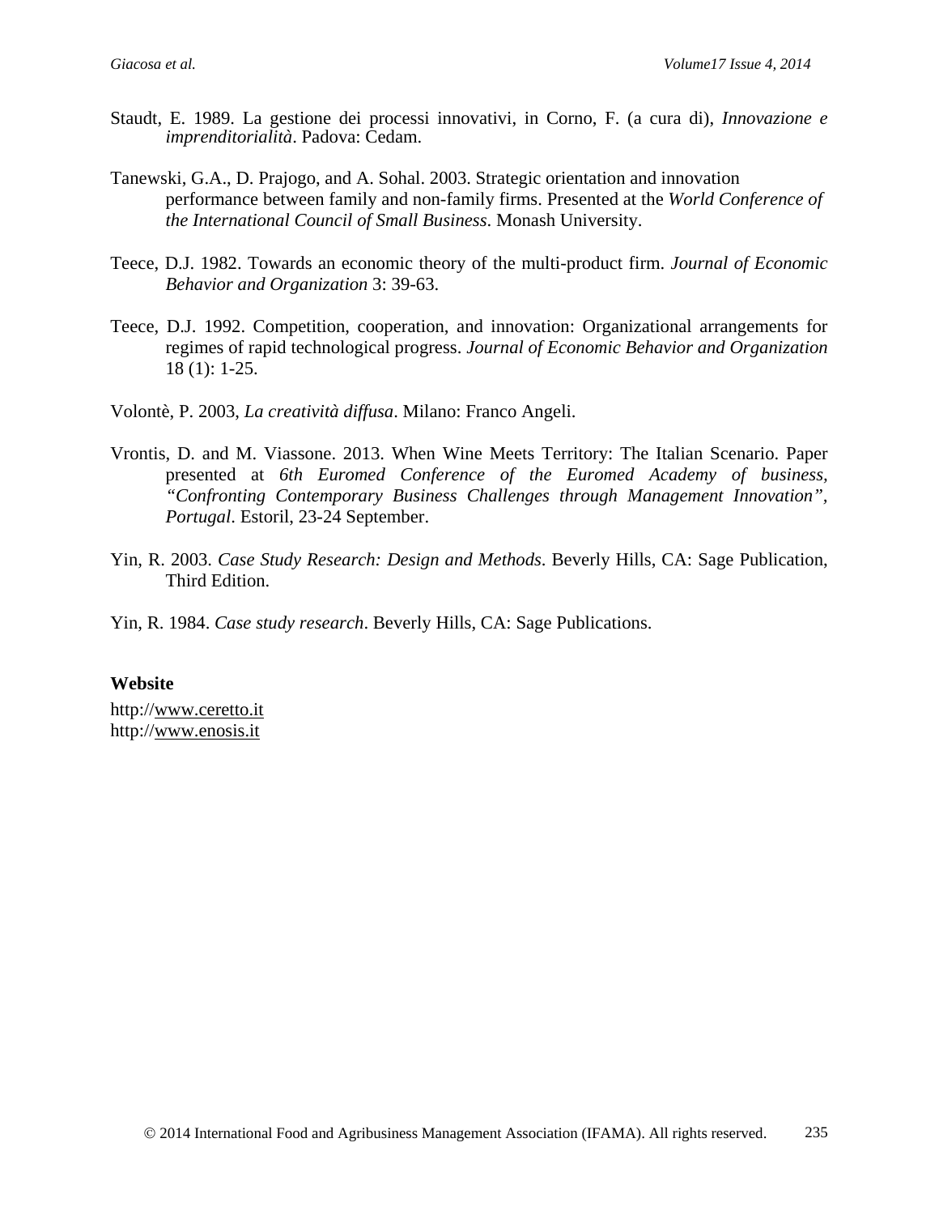Staudt, E. 1989. La gestione dei processi innovativi, in Corno, F. (a cura di), *Innovazione e imprenditorialità*. Padova: Cedam.

Tanewski, G.A., D. Prajogo, and A. Sohal. 2003. Strategic orientation and innovation performance between family and non-family firms. Presented at the *World Conference of the International Council of Small Business*. Monash University.

Teece, D.J. 1982. Towards an economic theory of the multi-product firm. *Journal of Economic Behavior and Organization* 3: 39-63.

Teece, D.J. 1992. Competition, cooperation, and innovation: Organizational arrangements for regimes of rapid technological progress. *Journal of Economic Behavior and Organization* 18 (1): 1-25.

Volontè, P. 2003, *La creatività diffusa*. Milano: Franco Angeli.

Vrontis, D. and M. Viassone. 2013. When Wine Meets Territory: The Italian Scenario. Paper presented at *6th Euromed Conference of the Euromed Academy of business, "Confronting Contemporary Business Challenges through Management Innovation", Portugal*. Estoril, 23-24 September.

Yin, R. 2003. *Case Study Research: Design and Methods*. Beverly Hills, CA: Sage Publication, Third Edition.

Yin, R. 1984. *Case study research*. Beverly Hills, CA: Sage Publications.

**Website**

http://www.ceretto.it
http://www.enosis.it